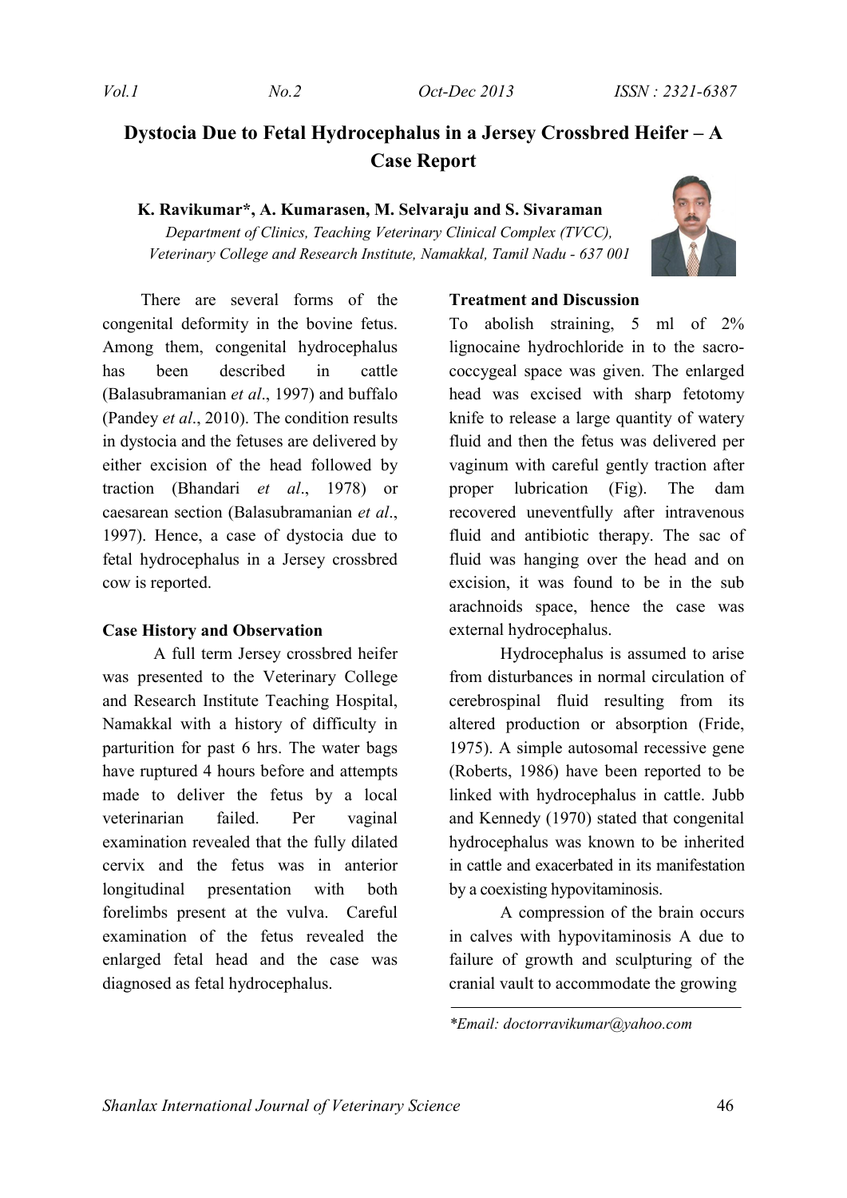# Dystocia Due to Fetal Hydrocephalus in a Jersey Crossbred Heifer – A Case Report

**K. Ravikumar\*, A. Kumarasen, M. Selvaraju and S. Sivaraman**

*Department of Clinics, Teaching Veterinary Clinical Complex (TVCC), Veterinary College and Research Institute, Namakkal, Tamil Nadu - 637 001*

There are several forms of the congenital deformity in the bovine fetus. Among them, congenital hydrocephalus has been described in cattle (Balasubramanian *et al*., 1997) and buffalo (Pandey *et al*., 2010). The condition results in dystocia and the fetuses are delivered by either excision of the head followed by traction (Bhandari *et al*., 1978) or caesarean section (Balasubramanian *et al*., 1997). Hence, a case of dystocia due to fetal hydrocephalus in a Jersey crossbred cow is reported.

## Case History and Observation

A full term Jersey crossbred heifer was presented to the Veterinary College and Research Institute Teaching Hospital, Namakkal with a history of difficulty in parturition for past 6 hrs. The water bags have ruptured 4 hours before and attempts made to deliver the fetus by a local veterinarian failed. Per vaginal examination revealed that the fully dilated cervix and the fetus was in anterior longitudinal presentation with both forelimbs present at the vulva. Careful examination of the fetus revealed the enlarged fetal head and the case was diagnosed as fetal hydrocephalus.

## Treatment and Discussion

To abolish straining, 5 ml of 2% lignocaine hydrochloride in to the sacro-coccygeal space was given. The enlarged head was excised with sharp fetotomy knife to release a large quantity of watery fluid and then the fetus was delivered per vaginum with careful gently traction after proper lubrication (Fig). The dam recovered uneventfully after intravenous fluid and antibiotic therapy. The sac of fluid was hanging over the head and on excision, it was found to be in the sub arachnoids space, hence the case was external hydrocephalus.

Hydrocephalus is assumed to arise from disturbances in normal circulation of cerebrospinal fluid resulting from its altered production or absorption (Fride, 1975). A simple autosomal recessive gene (Roberts, 1986) have been reported to be linked with hydrocephalus in cattle. Jubb and Kennedy (1970) stated that congenital hydrocephalus was known to be inherited in cattle and exacerbated in its manifestation by a coexisting hypovitaminosis.

A compression of the brain occurs in calves with hypovitaminosis A due to failure of growth and sculpturing of the cranial vault to accommodate the growing

\*Email: doctorravikumar@yahoo.com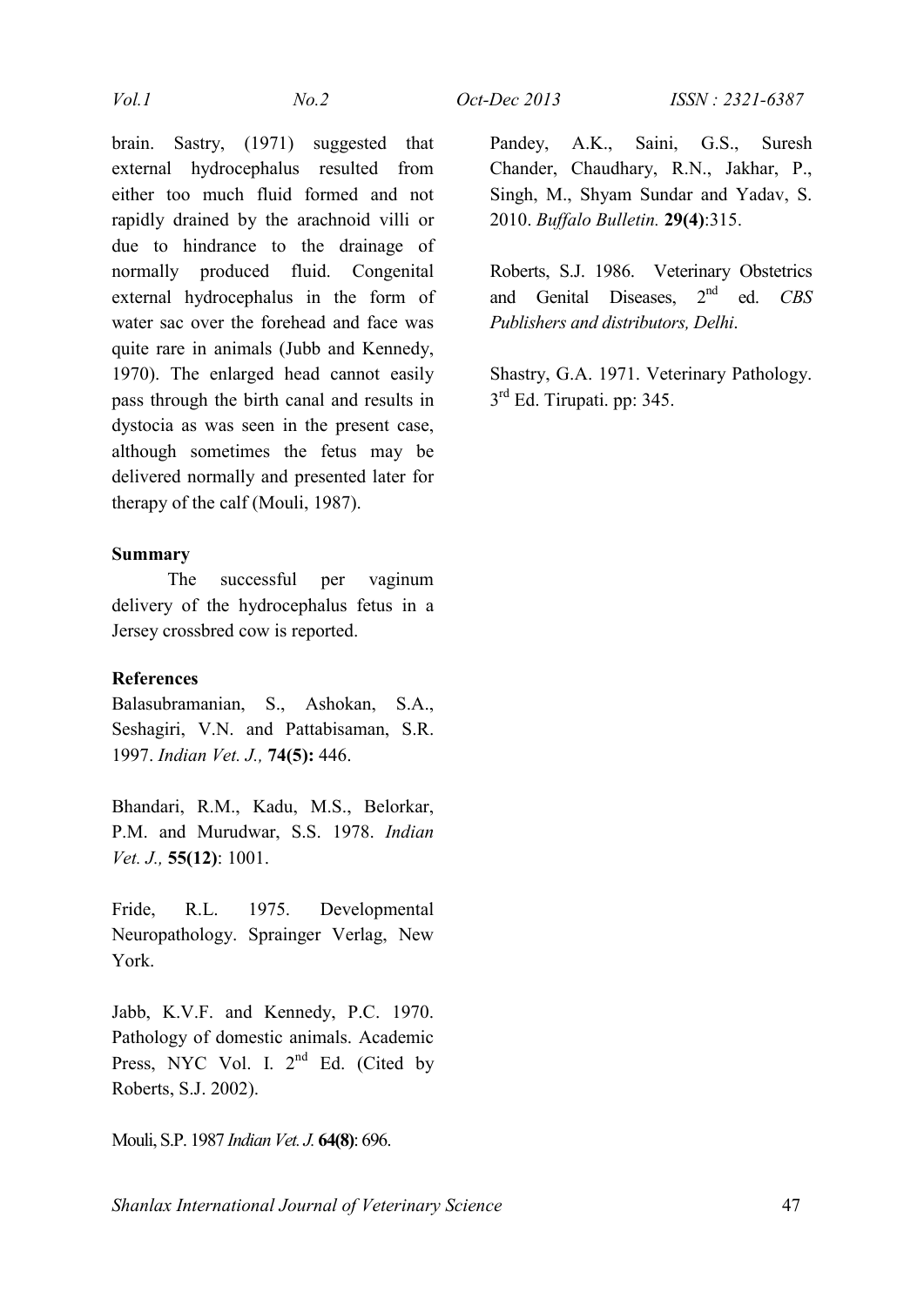brain. Sastry, (1971) suggested that external hydrocephalus resulted from either too much fluid formed and not rapidly drained by the arachnoid villi or due to hindrance to the drainage of normally produced fluid. Congenital external hydrocephalus in the form of water sac over the forehead and face was quite rare in animals (Jubb and Kennedy, 1970). The enlarged head cannot easily pass through the birth canal and results in dystocia as was seen in the present case, although sometimes the fetus may be delivered normally and presented later for therapy of the calf (Mouli, 1987).

**Summary**

The successful per vaginum delivery of the hydrocephalus fetus in a Jersey crossbred cow is reported.

**References**

Balasubramanian, S., Ashokan, S.A., Seshagiri, V.N. and Pattabisaman, S.R. 1997. *Indian Vet. J.,* **74(5):** 446.

Bhandari, R.M., Kadu, M.S., Belorkar, P.M. and Murudwar, S.S. 1978. *Indian Vet. J.,* **55(12)**: 1001.

Fride, R.L. 1975. Developmental Neuropathology. Sprainger Verlag, New York.

Jabb, K.V.F. and Kennedy, P.C. 1970. Pathology of domestic animals. Academic Press, NYC Vol. I. 2nd Ed. (Cited by Roberts, S.J. 2002).

Mouli, S.P. 1987 *Indian Vet. J.* **64(8)**: 696.

Pandey, A.K., Saini, G.S., Suresh Chander, Chaudhary, R.N., Jakhar, P., Singh, M., Shyam Sundar and Yadav, S. 2010. *Buffalo Bulletin.* **29(4)**:315.

Roberts, S.J. 1986. Veterinary Obstetrics and Genital Diseases, 2nd ed. *CBS Publishers and distributors, Delhi*.

Shastry, G.A. 1971. Veterinary Pathology. 3rd Ed. Tirupati. pp: 345.